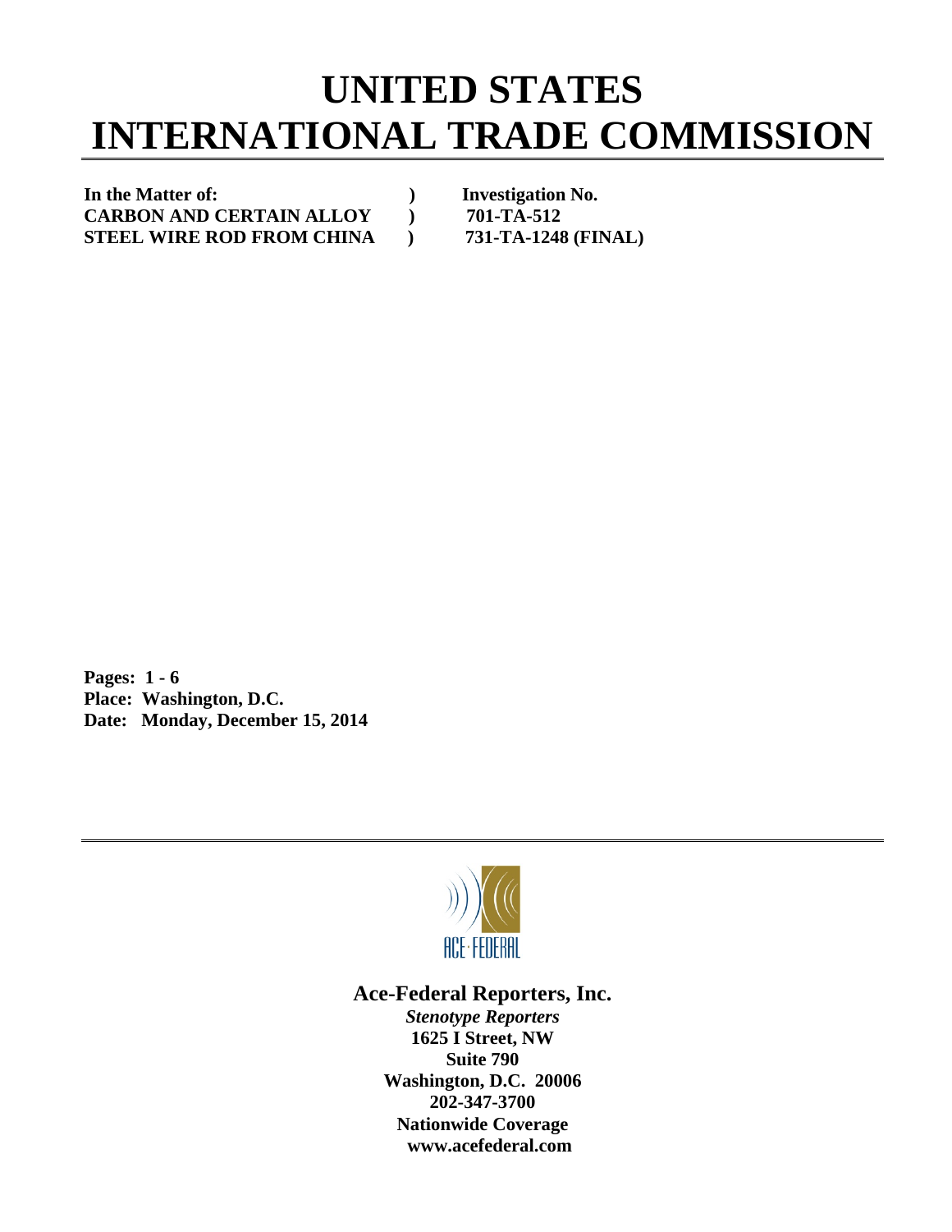# UNITED STATES INTERNATIONAL TRADE COMMISSION

| | | |
|---|---|---|
| **In the Matter of:** | **)** | **Investigation No.** |
| **CARBON AND CERTAIN ALLOY** | **)** | **701-TA-512** |
| **STEEL WIRE ROD FROM CHINA** | **)** | **731-TA-1248 (FINAL)** |

**Pages: 1 - 6**
**Place: Washington, D.C.**
**Date: Monday, December 15, 2014**

**Ace-Federal Reporters, Inc.**
***Stenotype Reporters***
**1625 I Street, NW**
**Suite 790**
**Washington, D.C. 20006**
**202-347-3700**
**Nationwide Coverage**
**www.acefederal.com**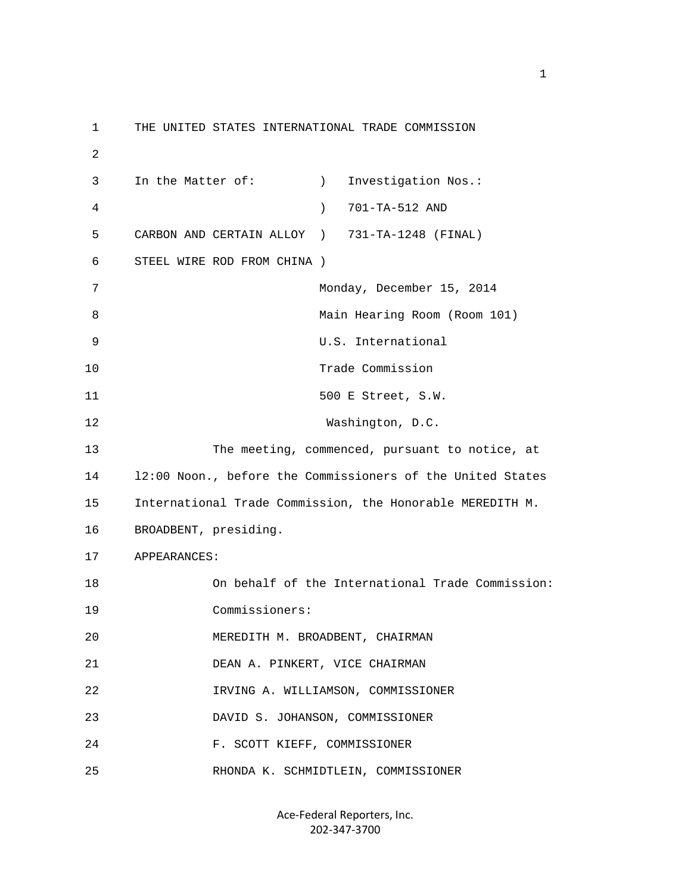THE UNITED STATES INTERNATIONAL TRADE COMMISSION

In the Matter of: ) Investigation Nos.:
) 701-TA-512 AND
CARBON AND CERTAIN ALLOY ) 731-TA-1248 (FINAL)
STEEL WIRE ROD FROM CHINA )

Monday, December 15, 2014
Main Hearing Room (Room 101)
U.S. International
Trade Commission
500 E Street, S.W.
Washington, D.C.

The meeting, commenced, pursuant to notice, at l2:00 Noon., before the Commissioners of the United States International Trade Commission, the Honorable MEREDITH M. BROADBENT, presiding.

APPEARANCES:

On behalf of the International Trade Commission:

Commissioners:

MEREDITH M. BROADBENT, CHAIRMAN
DEAN A. PINKERT, VICE CHAIRMAN
IRVING A. WILLIAMSON, COMMISSIONER
DAVID S. JOHANSON, COMMISSIONER
F. SCOTT KIEFF, COMMISSIONER
RHONDA K. SCHMIDTLEIN, COMMISSIONER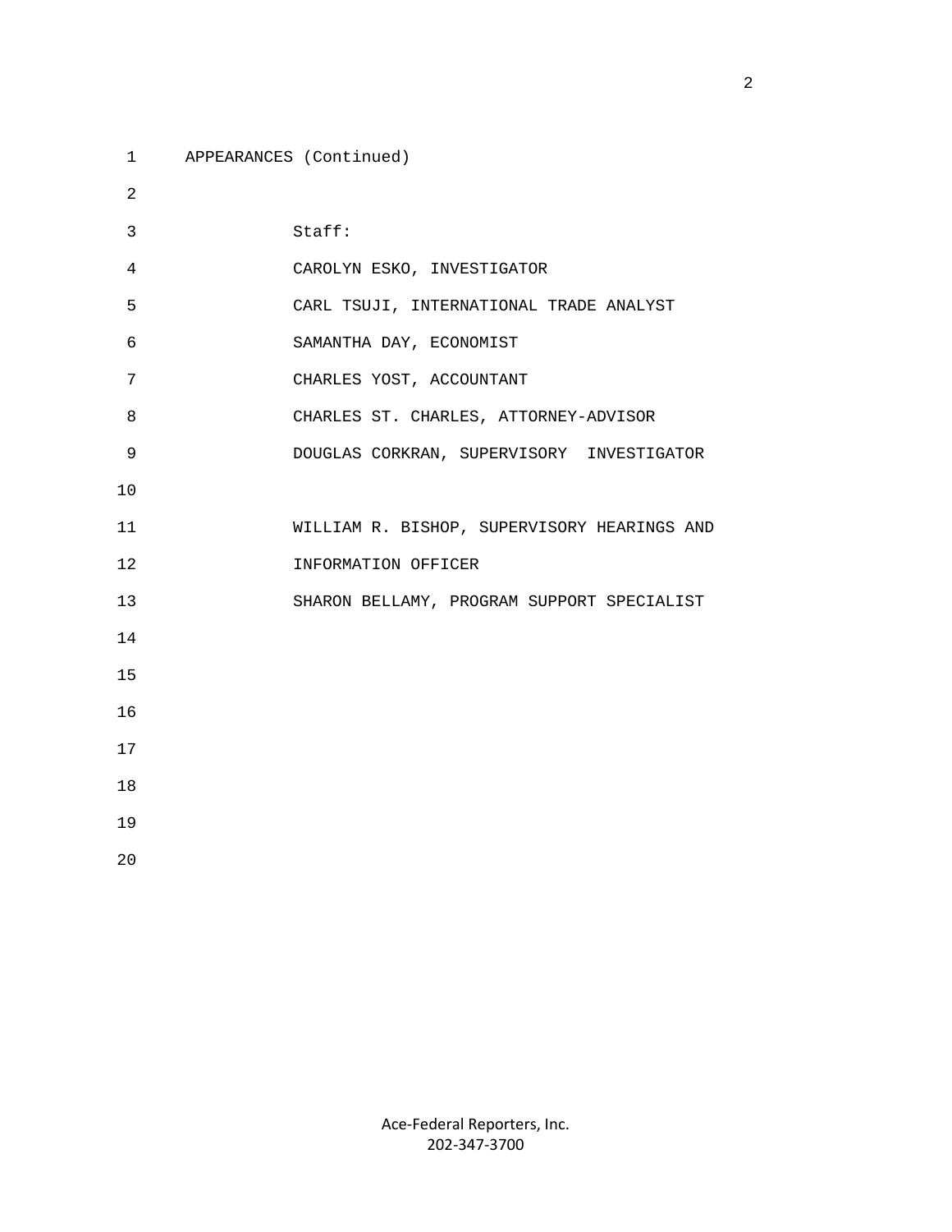APPEARANCES (Continued)

Staff:

CAROLYN ESKO, INVESTIGATOR

CARL TSUJI, INTERNATIONAL TRADE ANALYST

SAMANTHA DAY, ECONOMIST

CHARLES YOST, ACCOUNTANT

CHARLES ST. CHARLES, ATTORNEY-ADVISOR

DOUGLAS CORKRAN, SUPERVISORY INVESTIGATOR

WILLIAM R. BISHOP, SUPERVISORY HEARINGS AND INFORMATION OFFICER

SHARON BELLAMY, PROGRAM SUPPORT SPECIALIST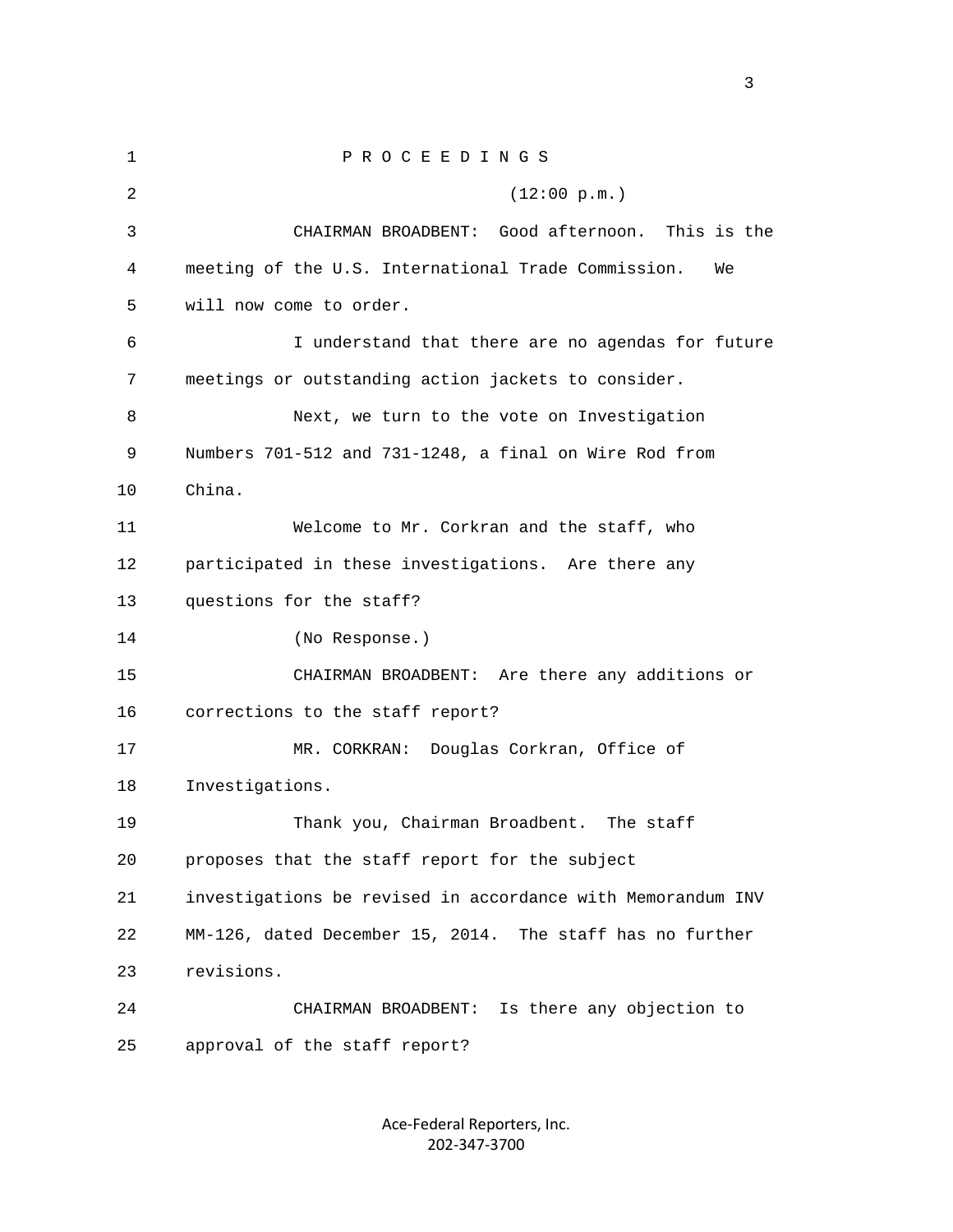P R O C E E D I N G S

(12:00 p.m.)

CHAIRMAN BROADBENT: Good afternoon. This is the meeting of the U.S. International Trade Commission. We will now come to order.

I understand that there are no agendas for future meetings or outstanding action jackets to consider.

Next, we turn to the vote on Investigation Numbers 701-512 and 731-1248, a final on Wire Rod from China.

Welcome to Mr. Corkran and the staff, who participated in these investigations. Are there any questions for the staff?

(No Response.)

CHAIRMAN BROADBENT: Are there any additions or corrections to the staff report?

MR. CORKRAN: Douglas Corkran, Office of Investigations.

Thank you, Chairman Broadbent. The staff proposes that the staff report for the subject investigations be revised in accordance with Memorandum INV MM-126, dated December 15, 2014. The staff has no further revisions.

CHAIRMAN BROADBENT: Is there any objection to approval of the staff report?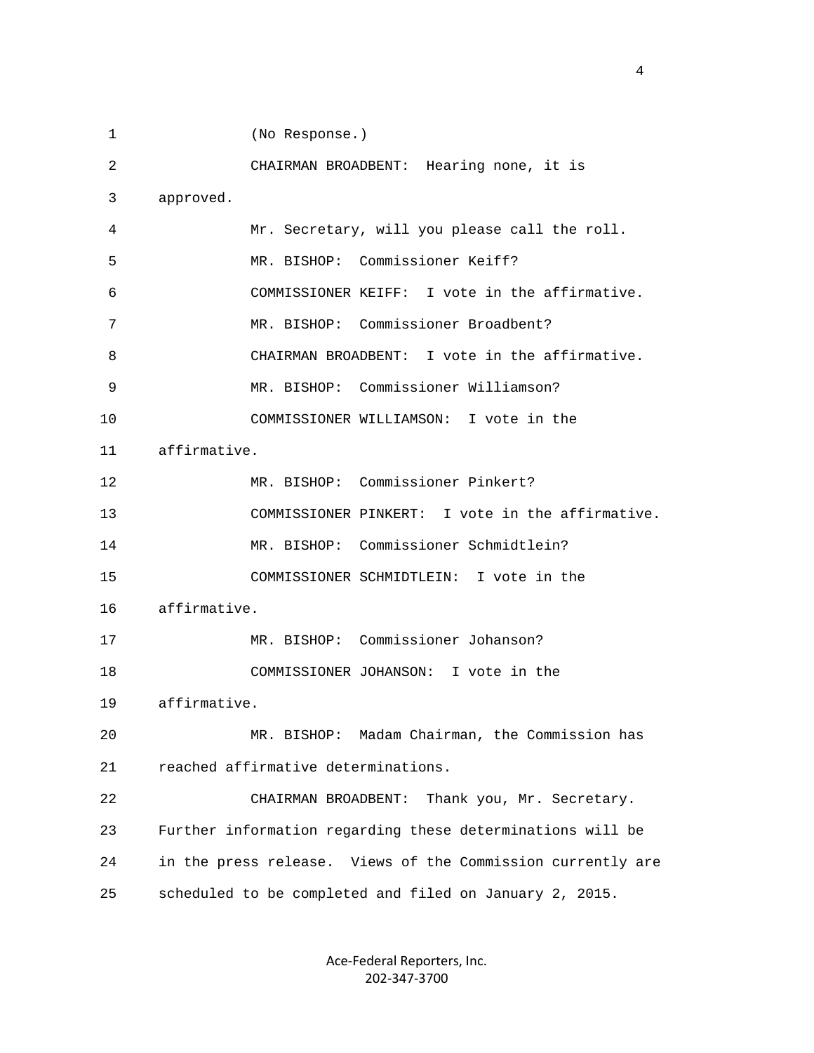(No Response.)

CHAIRMAN BROADBENT: Hearing none, it is approved.

Mr. Secretary, will you please call the roll.

MR. BISHOP: Commissioner Keiff?

COMMISSIONER KEIFF: I vote in the affirmative.

MR. BISHOP: Commissioner Broadbent?

CHAIRMAN BROADBENT: I vote in the affirmative.

MR. BISHOP: Commissioner Williamson?

COMMISSIONER WILLIAMSON: I vote in the affirmative.

MR. BISHOP: Commissioner Pinkert?

COMMISSIONER PINKERT: I vote in the affirmative.

MR. BISHOP: Commissioner Schmidtlein?

COMMISSIONER SCHMIDTLEIN: I vote in the affirmative.

MR. BISHOP: Commissioner Johanson?

COMMISSIONER JOHANSON: I vote in the affirmative.

MR. BISHOP: Madam Chairman, the Commission has reached affirmative determinations.

CHAIRMAN BROADBENT: Thank you, Mr. Secretary. Further information regarding these determinations will be in the press release. Views of the Commission currently are scheduled to be completed and filed on January 2, 2015.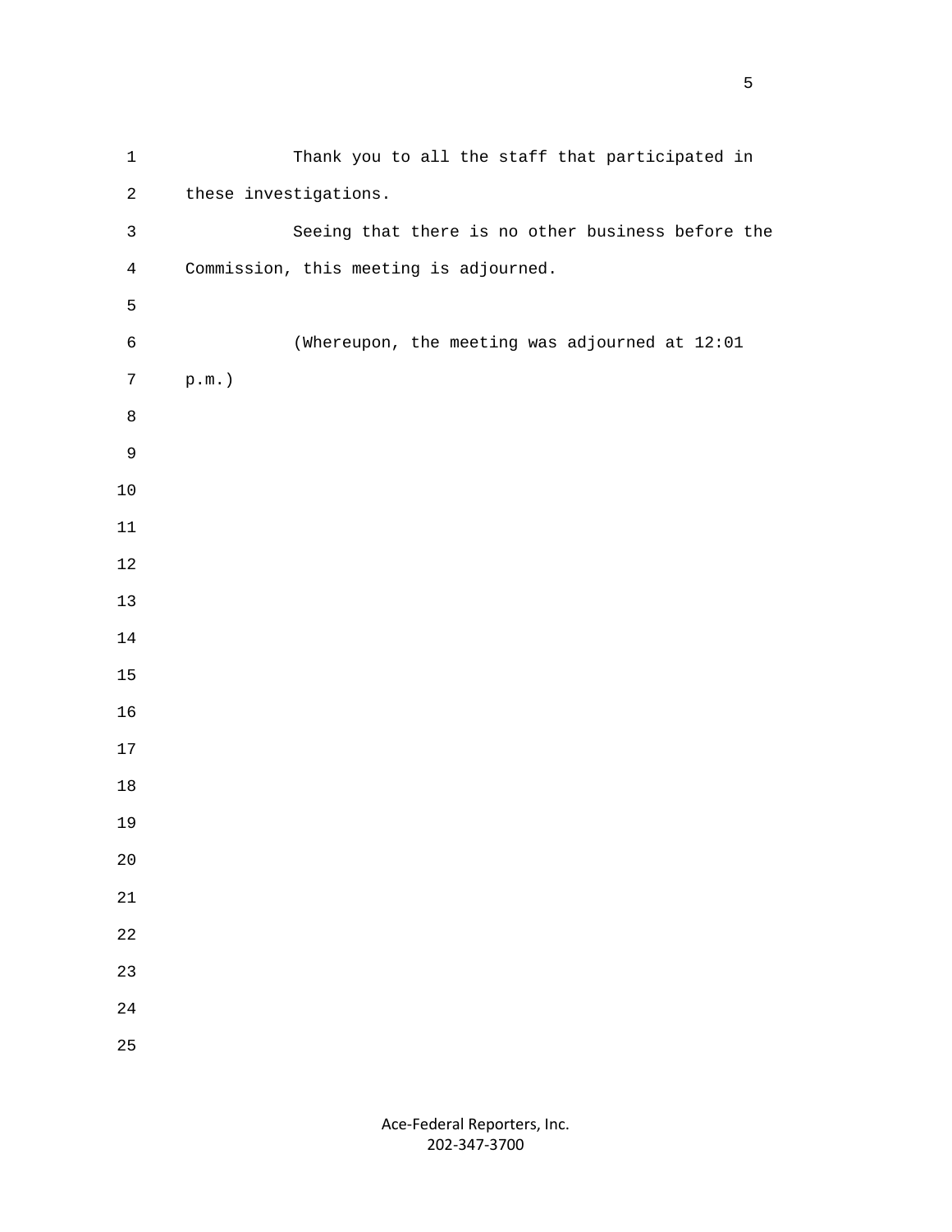Thank you to all the staff that participated in these investigations.

Seeing that there is no other business before the Commission, this meeting is adjourned.

(Whereupon, the meeting was adjourned at 12:01 p.m.)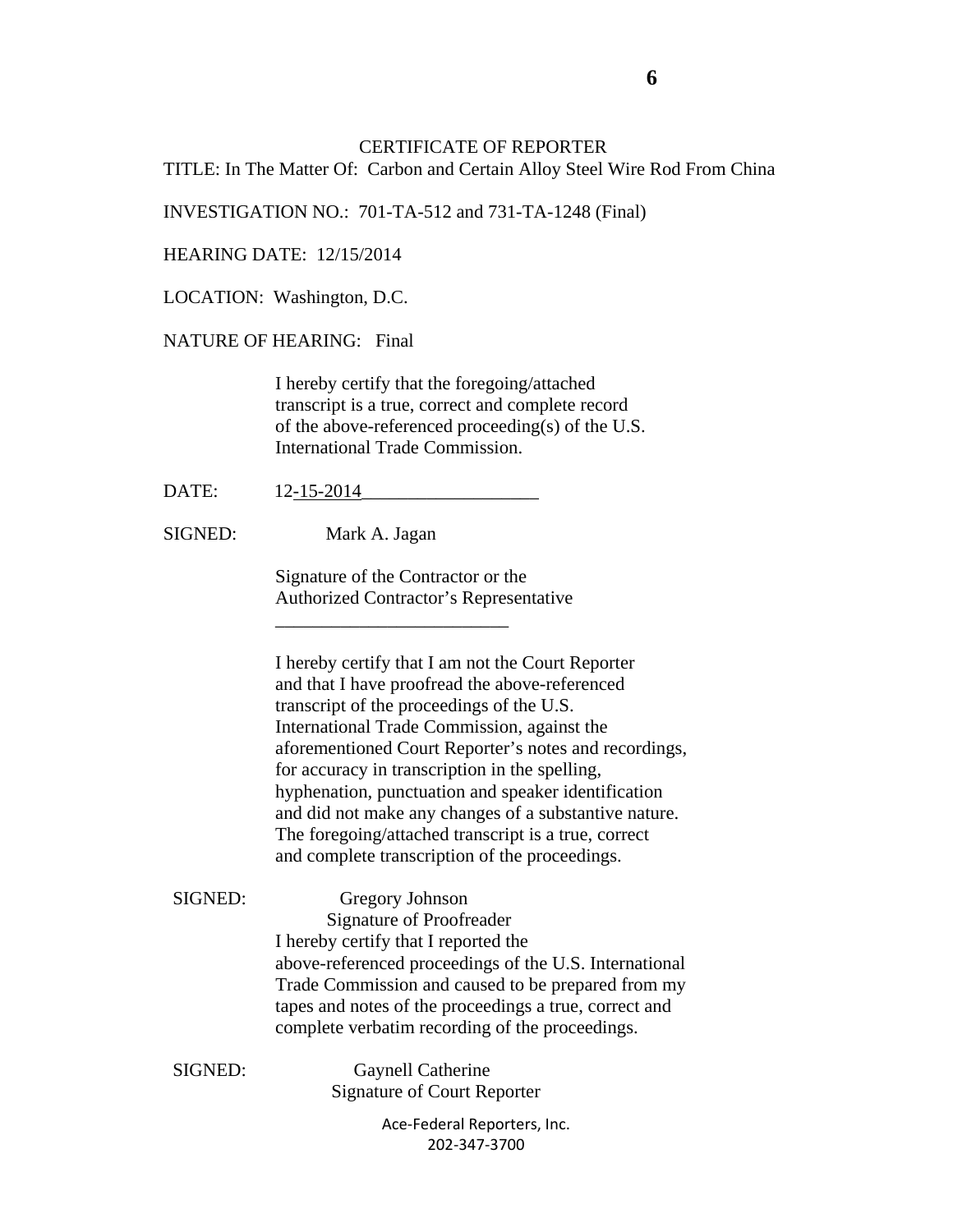CERTIFICATE OF REPORTER

TITLE: In The Matter Of: Carbon and Certain Alloy Steel Wire Rod From China

INVESTIGATION NO.: 701-TA-512 and 731-TA-1248 (Final)

HEARING DATE: 12/15/2014

LOCATION: Washington, D.C.

NATURE OF HEARING: Final

I hereby certify that the foregoing/attached transcript is a true, correct and complete record of the above-referenced proceeding(s) of the U.S. International Trade Commission.

DATE: 12-15-2014___________________

SIGNED: Mark A. Jagan

Signature of the Contractor or the Authorized Contractor's Representative

_________________________

I hereby certify that I am not the Court Reporter and that I have proofread the above-referenced transcript of the proceedings of the U.S. International Trade Commission, against the aforementioned Court Reporter's notes and recordings, for accuracy in transcription in the spelling, hyphenation, punctuation and speaker identification and did not make any changes of a substantive nature. The foregoing/attached transcript is a true, correct and complete transcription of the proceedings.

SIGNED: Gregory Johnson

Signature of Proofreader

I hereby certify that I reported the above-referenced proceedings of the U.S. International Trade Commission and caused to be prepared from my tapes and notes of the proceedings a true, correct and complete verbatim recording of the proceedings.

SIGNED: Gaynell Catherine

Signature of Court Reporter